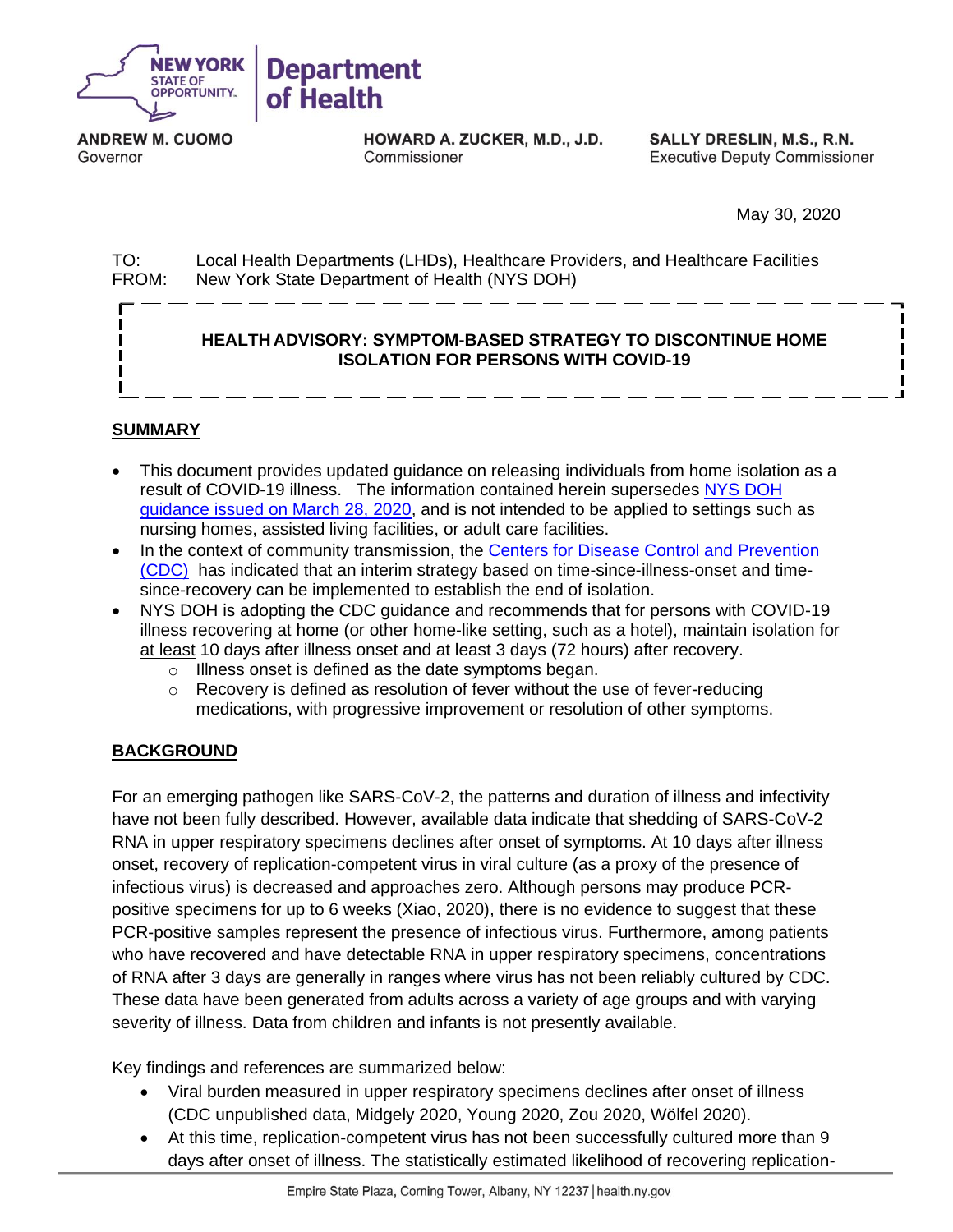NEW YORK STATE OF OPPORTUNITY. | Department of Health

**ANDREW M. CUOMO**
Governor

**HOWARD A. ZUCKER, M.D., J.D.**
Commissioner

**SALLY DRESLIN, M.S., R.N.**
Executive Deputy Commissioner

May 30, 2020

TO: Local Health Departments (LHDs), Healthcare Providers, and Healthcare Facilities
FROM: New York State Department of Health (NYS DOH)

**HEALTH ADVISORY: SYMPTOM-BASED STRATEGY TO DISCONTINUE HOME ISOLATION FOR PERSONS WITH COVID-19**

## SUMMARY

- This document provides updated guidance on releasing individuals from home isolation as a result of COVID-19 illness. The information contained herein supersedes NYS DOH guidance issued on March 28, 2020, and is not intended to be applied to settings such as nursing homes, assisted living facilities, or adult care facilities.
- In the context of community transmission, the Centers for Disease Control and Prevention (CDC) has indicated that an interim strategy based on time-since-illness-onset and time-since-recovery can be implemented to establish the end of isolation.
- NYS DOH is adopting the CDC guidance and recommends that for persons with COVID-19 illness recovering at home (or other home-like setting, such as a hotel), maintain isolation for <u>at least</u> 10 days after illness onset and at least 3 days (72 hours) after recovery.
  - Illness onset is defined as the date symptoms began.
  - Recovery is defined as resolution of fever without the use of fever-reducing medications, with progressive improvement or resolution of other symptoms.

## BACKGROUND

For an emerging pathogen like SARS-CoV-2, the patterns and duration of illness and infectivity have not been fully described. However, available data indicate that shedding of SARS-CoV-2 RNA in upper respiratory specimens declines after onset of symptoms. At 10 days after illness onset, recovery of replication-competent virus in viral culture (as a proxy of the presence of infectious virus) is decreased and approaches zero. Although persons may produce PCR-positive specimens for up to 6 weeks (Xiao, 2020), there is no evidence to suggest that these PCR-positive samples represent the presence of infectious virus. Furthermore, among patients who have recovered and have detectable RNA in upper respiratory specimens, concentrations of RNA after 3 days are generally in ranges where virus has not been reliably cultured by CDC. These data have been generated from adults across a variety of age groups and with varying severity of illness. Data from children and infants is not presently available.

Key findings and references are summarized below:

- Viral burden measured in upper respiratory specimens declines after onset of illness (CDC unpublished data, Midgely 2020, Young 2020, Zou 2020, Wölfel 2020).
- At this time, replication-competent virus has not been successfully cultured more than 9 days after onset of illness. The statistically estimated likelihood of recovering replication-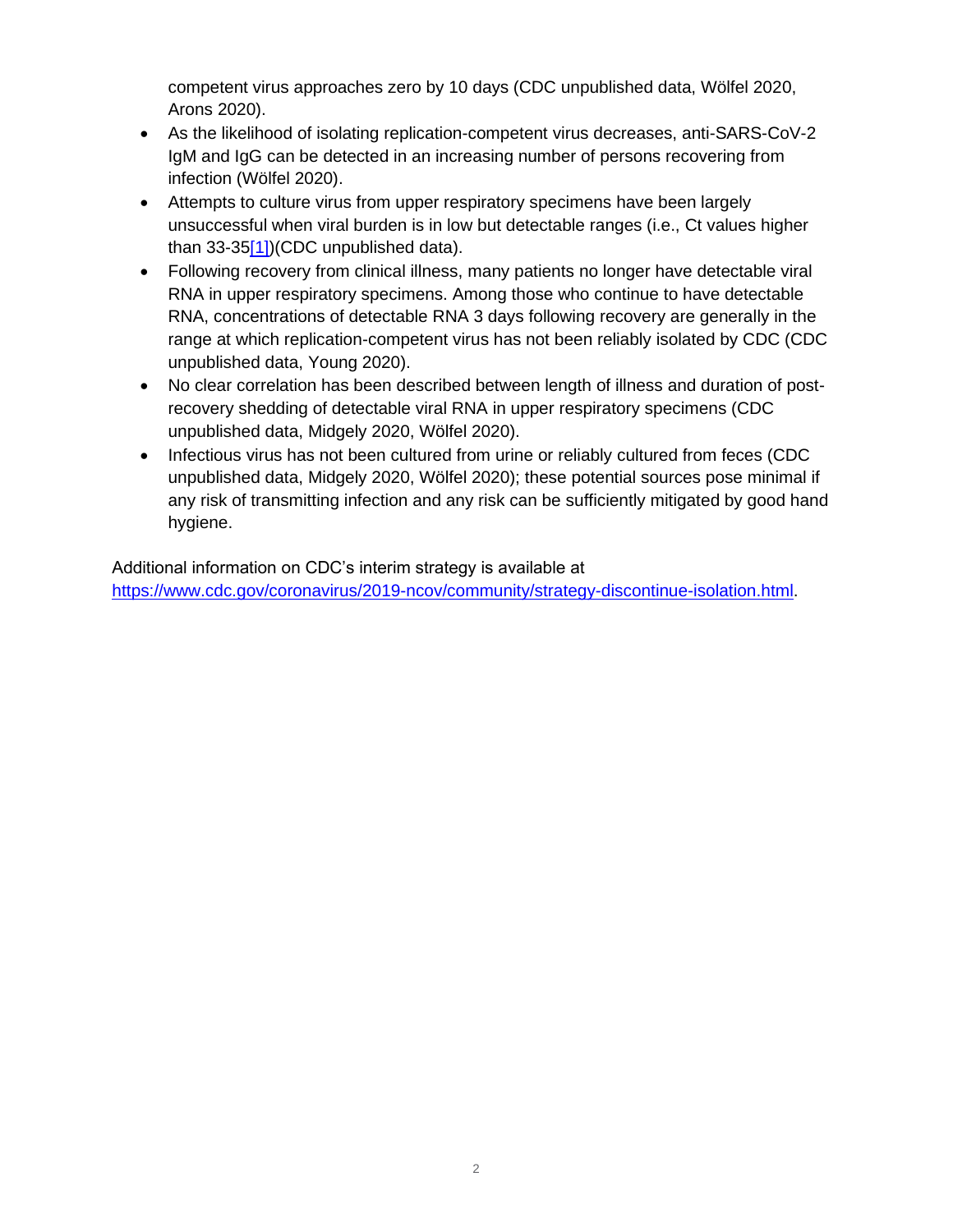competent virus approaches zero by 10 days (CDC unpublished data, Wölfel 2020, Arons 2020).

- As the likelihood of isolating replication-competent virus decreases, anti-SARS-CoV-2 IgM and IgG can be detected in an increasing number of persons recovering from infection (Wölfel 2020).
- Attempts to culture virus from upper respiratory specimens have been largely unsuccessful when viral burden is in low but detectable ranges (i.e., Ct values higher than 33-35[1])(CDC unpublished data).
- Following recovery from clinical illness, many patients no longer have detectable viral RNA in upper respiratory specimens. Among those who continue to have detectable RNA, concentrations of detectable RNA 3 days following recovery are generally in the range at which replication-competent virus has not been reliably isolated by CDC (CDC unpublished data, Young 2020).
- No clear correlation has been described between length of illness and duration of post-recovery shedding of detectable viral RNA in upper respiratory specimens (CDC unpublished data, Midgely 2020, Wölfel 2020).
- Infectious virus has not been cultured from urine or reliably cultured from feces (CDC unpublished data, Midgely 2020, Wölfel 2020); these potential sources pose minimal if any risk of transmitting infection and any risk can be sufficiently mitigated by good hand hygiene.

Additional information on CDC's interim strategy is available at https://www.cdc.gov/coronavirus/2019-ncov/community/strategy-discontinue-isolation.html.